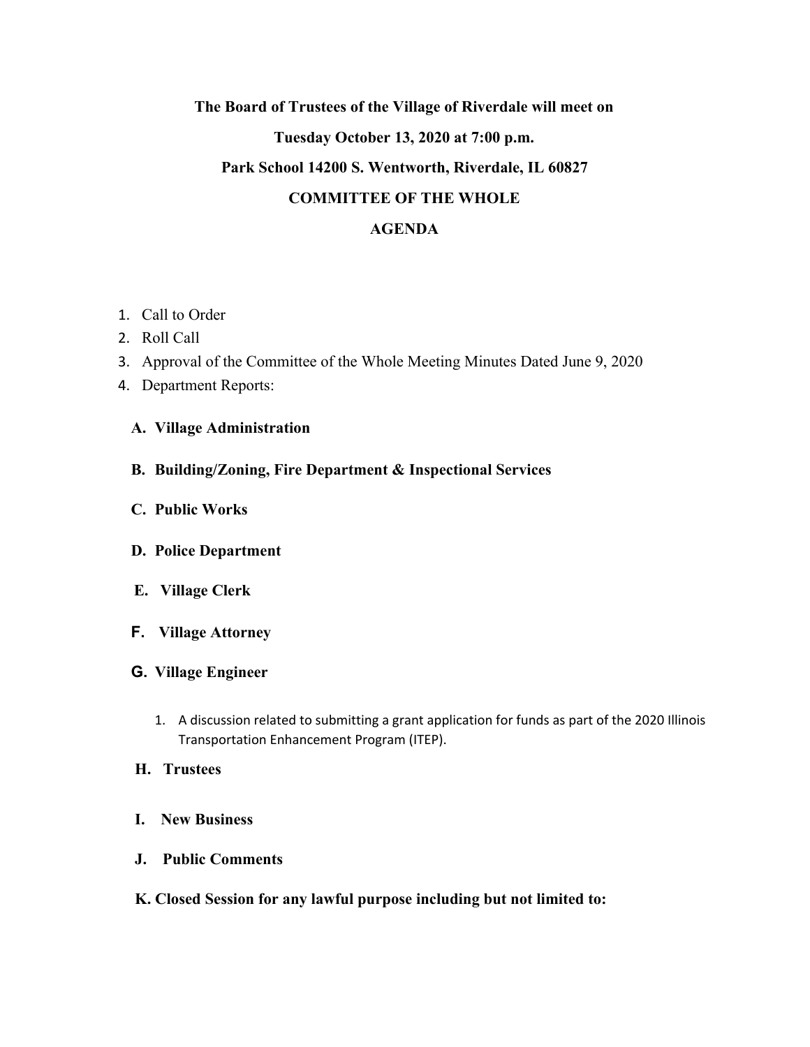**The Board of Trustees of the Village of Riverdale will meet on**

**Tuesday October 13, 2020 at 7:00 p.m.**

**Park School 14200 S. Wentworth, Riverdale, IL 60827**

**COMMITTEE OF THE WHOLE**

**AGENDA**

1. Call to Order
2. Roll Call
3. Approval of the Committee of the Whole Meeting Minutes Dated June 9, 2020
4. Department Reports:

   **A. Village Administration**

   **B. Building/Zoning, Fire Department & Inspectional Services**

   **C. Public Works**

   **D. Police Department**

   **E. Village Clerk**

   **F. Village Attorney**

   **G. Village Engineer**

      1. A discussion related to submitting a grant application for funds as part of the 2020 Illinois Transportation Enhancement Program (ITEP).

   **H. Trustees**

   **I. New Business**

   **J. Public Comments**

   **K. Closed Session for any lawful purpose including but not limited to:**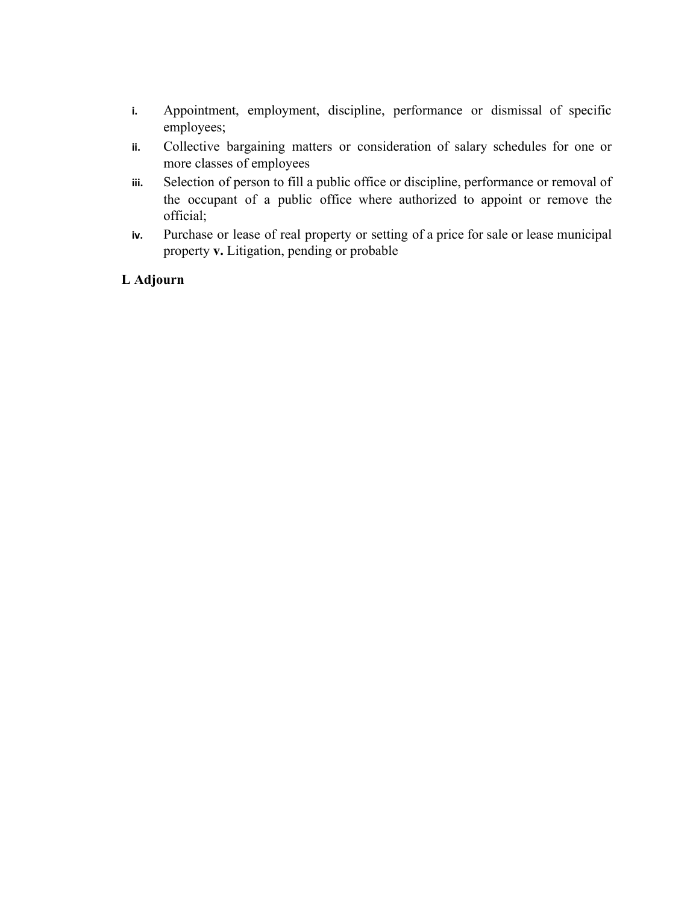i. Appointment, employment, discipline, performance or dismissal of specific employees;
ii. Collective bargaining matters or consideration of salary schedules for one or more classes of employees
iii. Selection of person to fill a public office or discipline, performance or removal of the occupant of a public office where authorized to appoint or remove the official;
iv. Purchase or lease of real property or setting of a price for sale or lease municipal property **v.** Litigation, pending or probable

**L Adjourn**